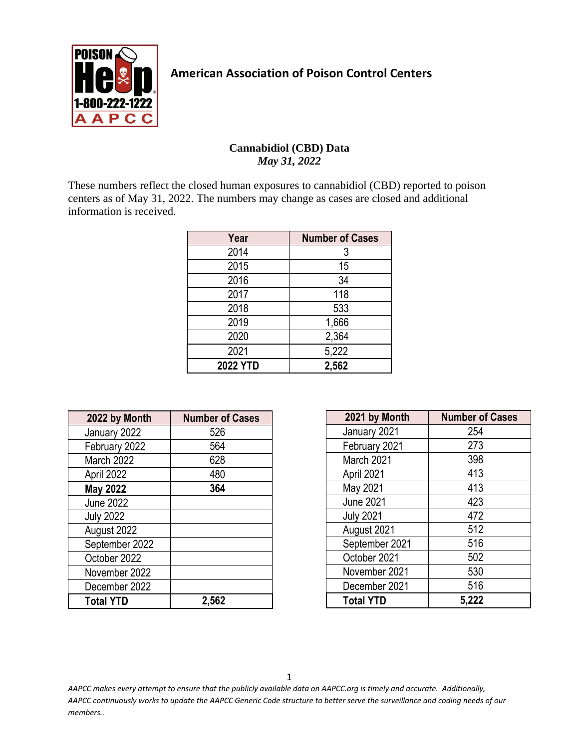# American Association of Poison Control Centers

## Cannabidiol (CBD) Data

*May 31, 2022*

These numbers reflect the closed human exposures to cannabidiol (CBD) reported to poison centers as of May 31, 2022. The numbers may change as cases are closed and additional information is received.

| Year | Number of Cases |
|---|---|
| 2014 | 3 |
| 2015 | 15 |
| 2016 | 34 |
| 2017 | 118 |
| 2018 | 533 |
| 2019 | 1,666 |
| 2020 | 2,364 |
| 2021 | 5,222 |
| **2022 YTD** | **2,562** |

| 2022 by Month | Number of Cases |
|---|---|
| January 2022 | 526 |
| February 2022 | 564 |
| March 2022 | 628 |
| April 2022 | 480 |
| **May 2022** | **364** |
| June 2022 | |
| July 2022 | |
| August 2022 | |
| September 2022 | |
| October 2022 | |
| November 2022 | |
| December 2022 | |
| **Total YTD** | **2,562** |

| 2021 by Month | Number of Cases |
|---|---|
| January 2021 | 254 |
| February 2021 | 273 |
| March 2021 | 398 |
| April 2021 | 413 |
| May 2021 | 413 |
| June 2021 | 423 |
| July 2021 | 472 |
| August 2021 | 512 |
| September 2021 | 516 |
| October 2021 | 502 |
| November 2021 | 530 |
| December 2021 | 516 |
| **Total YTD** | **5,222** |

*AAPCC makes every attempt to ensure that the publicly available data on AAPCC.org is timely and accurate. Additionally, AAPCC continuously works to update the AAPCC Generic Code structure to better serve the surveillance and coding needs of our members..*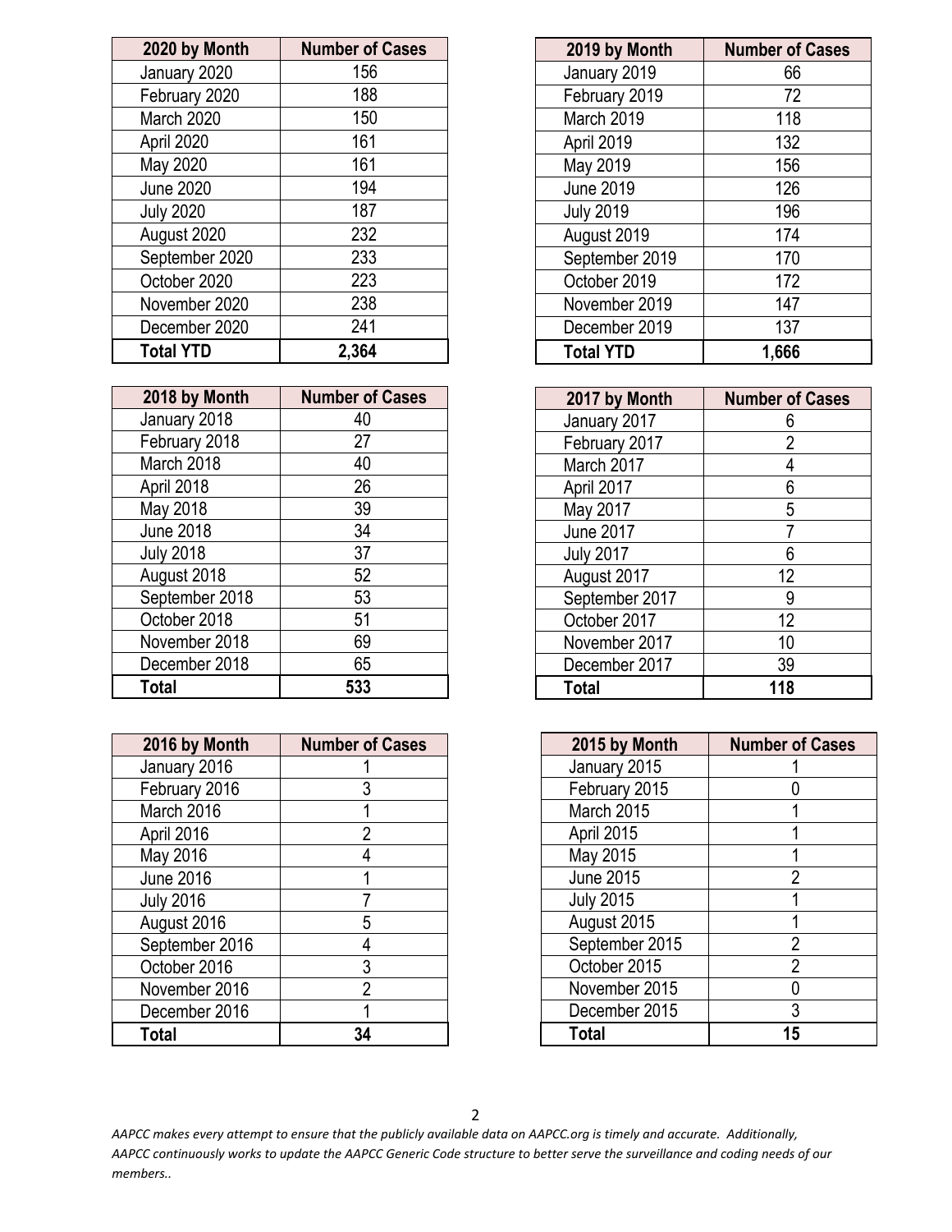| 2020 by Month | Number of Cases |
|---|---|
| January 2020 | 156 |
| February 2020 | 188 |
| March 2020 | 150 |
| April 2020 | 161 |
| May 2020 | 161 |
| June 2020 | 194 |
| July 2020 | 187 |
| August 2020 | 232 |
| September 2020 | 233 |
| October 2020 | 223 |
| November 2020 | 238 |
| December 2020 | 241 |
| **Total YTD** | **2,364** |

| 2019 by Month | Number of Cases |
|---|---|
| January 2019 | 66 |
| February 2019 | 72 |
| March 2019 | 118 |
| April 2019 | 132 |
| May 2019 | 156 |
| June 2019 | 126 |
| July 2019 | 196 |
| August 2019 | 174 |
| September 2019 | 170 |
| October 2019 | 172 |
| November 2019 | 147 |
| December 2019 | 137 |
| **Total YTD** | **1,666** |

| 2018 by Month | Number of Cases |
|---|---|
| January 2018 | 40 |
| February 2018 | 27 |
| March 2018 | 40 |
| April 2018 | 26 |
| May 2018 | 39 |
| June 2018 | 34 |
| July 2018 | 37 |
| August 2018 | 52 |
| September 2018 | 53 |
| October 2018 | 51 |
| November 2018 | 69 |
| December 2018 | 65 |
| **Total** | **533** |

| 2017 by Month | Number of Cases |
|---|---|
| January 2017 | 6 |
| February 2017 | 2 |
| March 2017 | 4 |
| April 2017 | 6 |
| May 2017 | 5 |
| June 2017 | 7 |
| July 2017 | 6 |
| August 2017 | 12 |
| September 2017 | 9 |
| October 2017 | 12 |
| November 2017 | 10 |
| December 2017 | 39 |
| **Total** | **118** |

| 2016 by Month | Number of Cases |
|---|---|
| January 2016 | 1 |
| February 2016 | 3 |
| March 2016 | 1 |
| April 2016 | 2 |
| May 2016 | 4 |
| June 2016 | 1 |
| July 2016 | 7 |
| August 2016 | 5 |
| September 2016 | 4 |
| October 2016 | 3 |
| November 2016 | 2 |
| December 2016 | 1 |
| **Total** | **34** |

| 2015 by Month | Number of Cases |
|---|---|
| January 2015 | 1 |
| February 2015 | 0 |
| March 2015 | 1 |
| April 2015 | 1 |
| May 2015 | 1 |
| June 2015 | 2 |
| July 2015 | 1 |
| August 2015 | 1 |
| September 2015 | 2 |
| October 2015 | 2 |
| November 2015 | 0 |
| December 2015 | 3 |
| **Total** | **15** |

*AAPCC makes every attempt to ensure that the publicly available data on AAPCC.org is timely and accurate. Additionally, AAPCC continuously works to update the AAPCC Generic Code structure to better serve the surveillance and coding needs of our members..*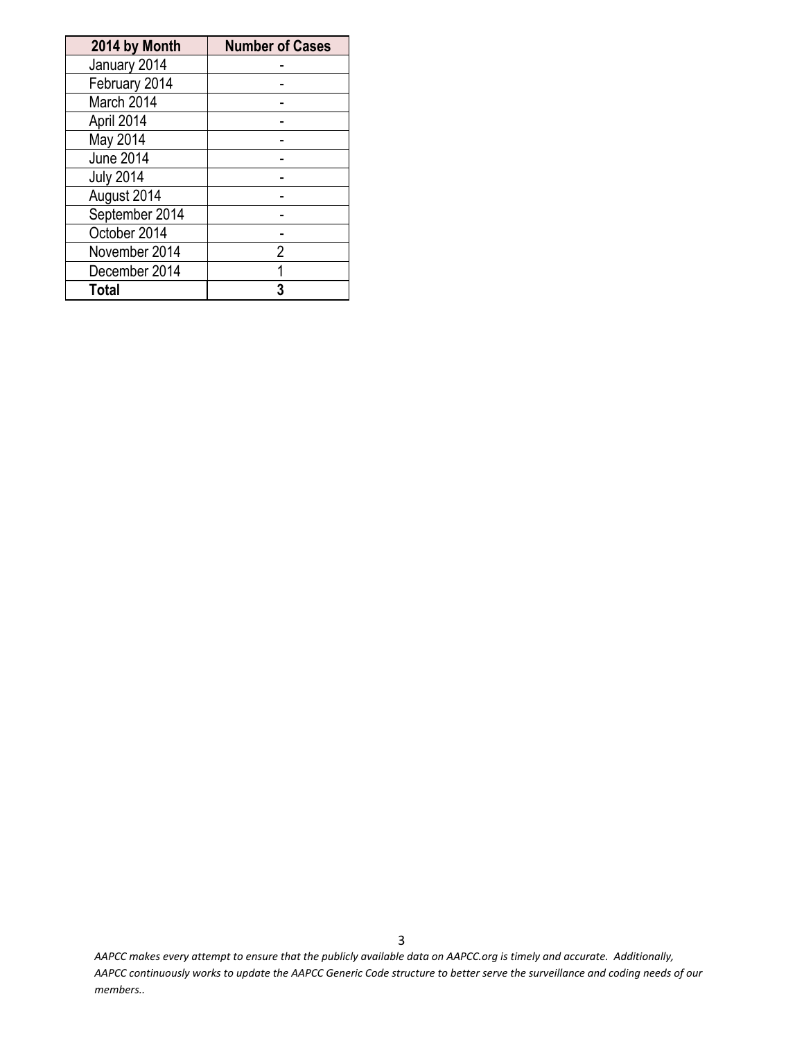| 2014 by Month | Number of Cases |
| --- | --- |
| January 2014 | - |
| February 2014 | - |
| March 2014 | - |
| April 2014 | - |
| May 2014 | - |
| June 2014 | - |
| July 2014 | - |
| August 2014 | - |
| September 2014 | - |
| October 2014 | - |
| November 2014 | 2 |
| December 2014 | 1 |
| **Total** | **3** |

*AAPCC makes every attempt to ensure that the publicly available data on AAPCC.org is timely and accurate. Additionally, AAPCC continuously works to update the AAPCC Generic Code structure to better serve the surveillance and coding needs of our members..*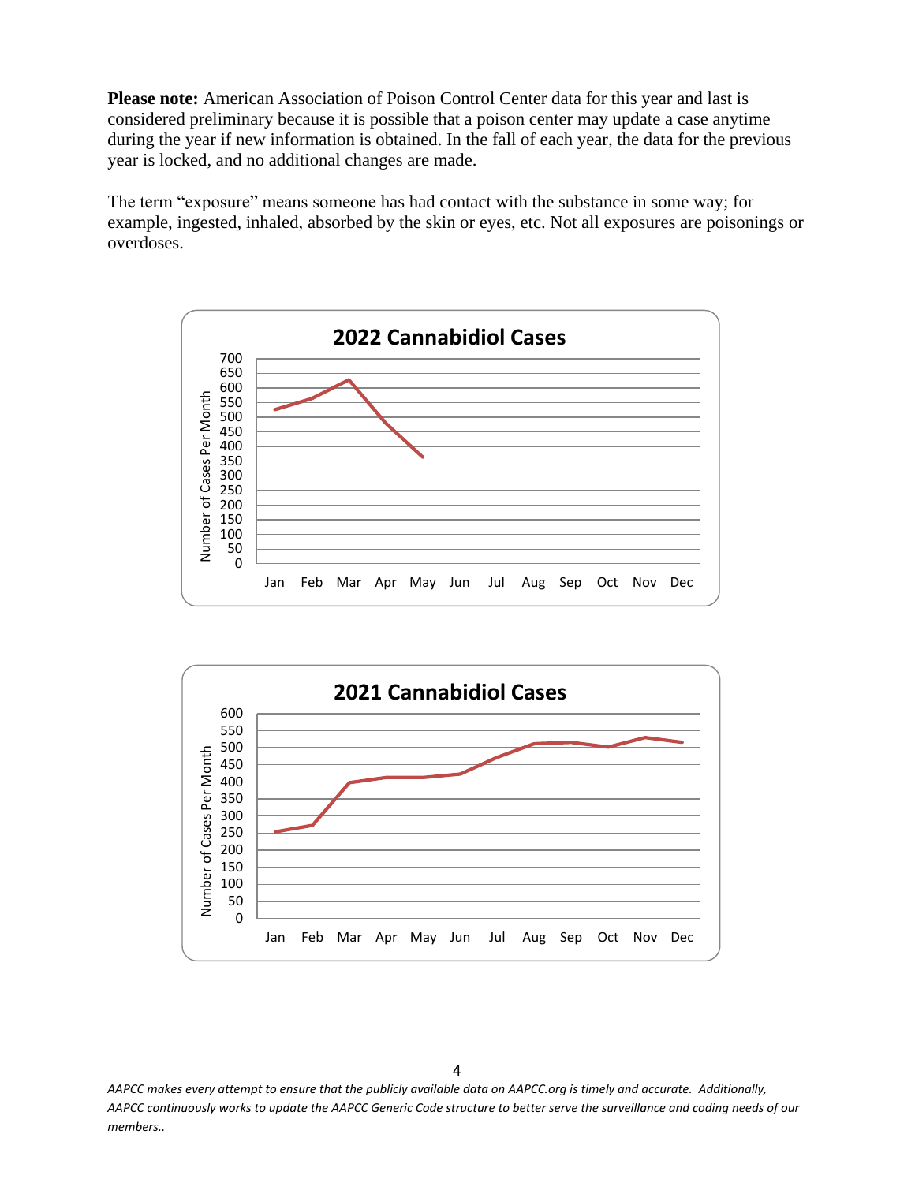**Please note:** American Association of Poison Control Center data for this year and last is considered preliminary because it is possible that a poison center may update a case anytime during the year if new information is obtained. In the fall of each year, the data for the previous year is locked, and no additional changes are made.

The term "exposure" means someone has had contact with the substance in some way; for example, ingested, inhaled, absorbed by the skin or eyes, etc. Not all exposures are poisonings or overdoses.

**2022 Cannabidiol Cases**

**2021 Cannabidiol Cases**

*AAPCC makes every attempt to ensure that the publicly available data on AAPCC.org is timely and accurate. Additionally, AAPCC continuously works to update the AAPCC Generic Code structure to better serve the surveillance and coding needs of our members..*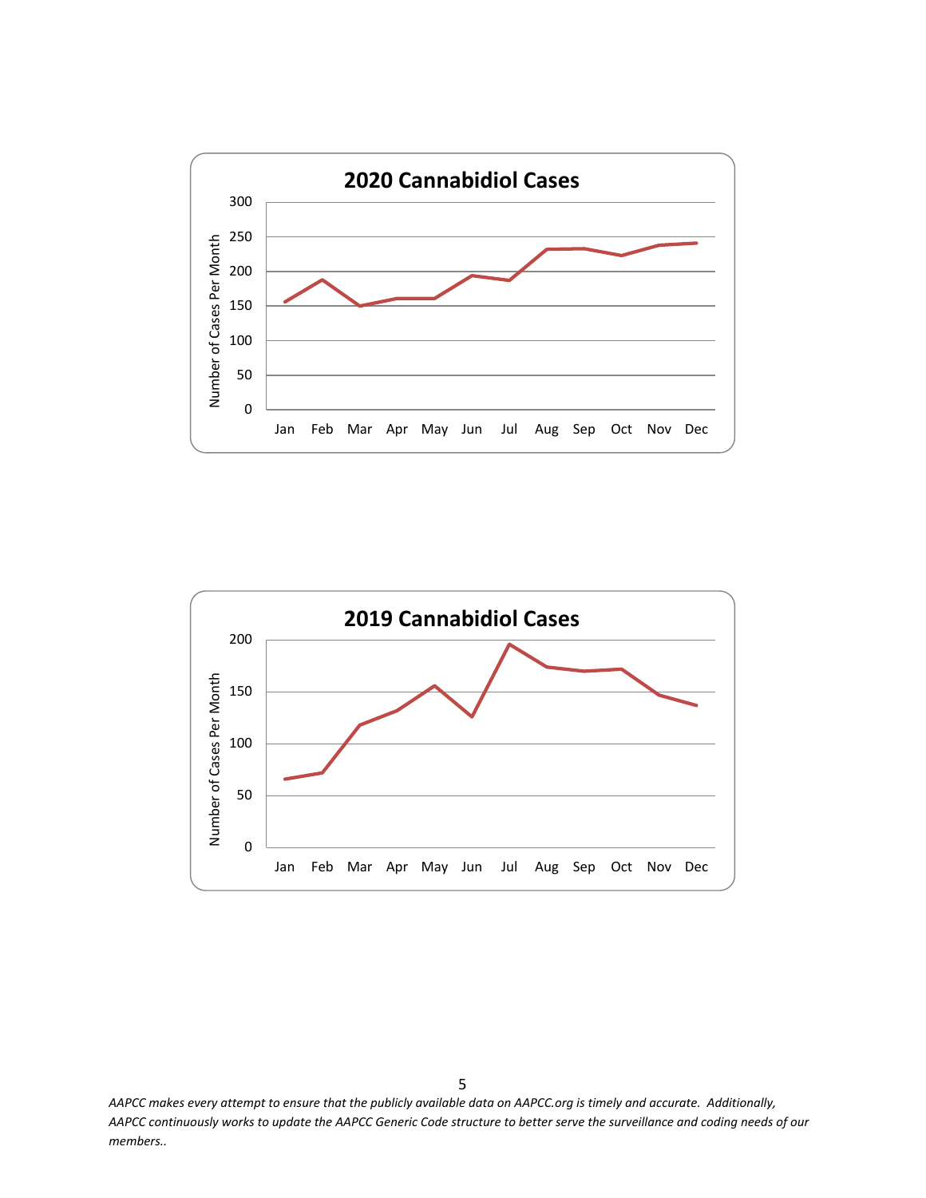**2020 Cannabidiol Cases**

Number of Cases Per Month

300
250
200
150
100
50
0

Jan Feb Mar Apr May Jun Jul Aug Sep Oct Nov Dec

**2019 Cannabidiol Cases**

Number of Cases Per Month

200
150
100
50
0

Jan Feb Mar Apr May Jun Jul Aug Sep Oct Nov Dec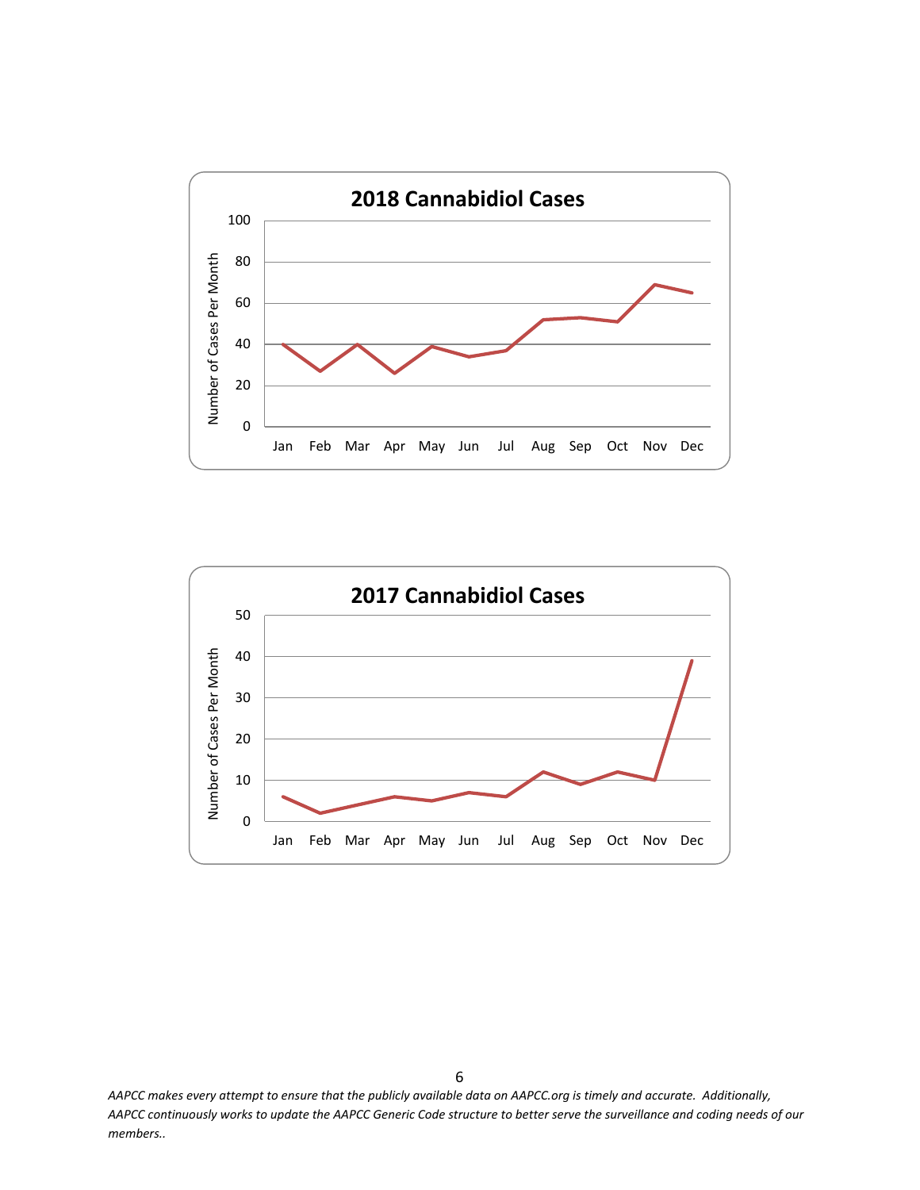**2018 Cannabidiol Cases**

**2017 Cannabidiol Cases**

*AAPCC makes every attempt to ensure that the publicly available data on AAPCC.org is timely and accurate. Additionally, AAPCC continuously works to update the AAPCC Generic Code structure to better serve the surveillance and coding needs of our members..*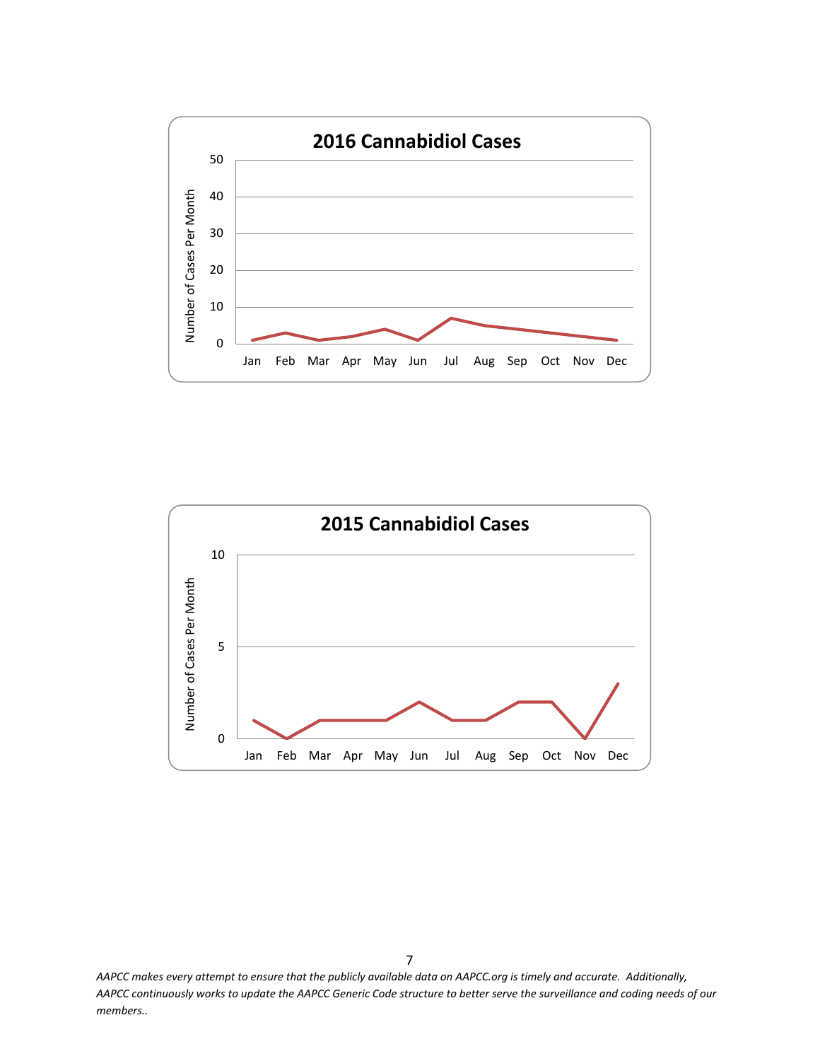## 2016 Cannabidiol Cases

Number of Cases Per Month

50
40
30
20
10
0

Jan Feb Mar Apr May Jun Jul Aug Sep Oct Nov Dec

## 2015 Cannabidiol Cases

Number of Cases Per Month

10
5
0

Jan Feb Mar Apr May Jun Jul Aug Sep Oct Nov Dec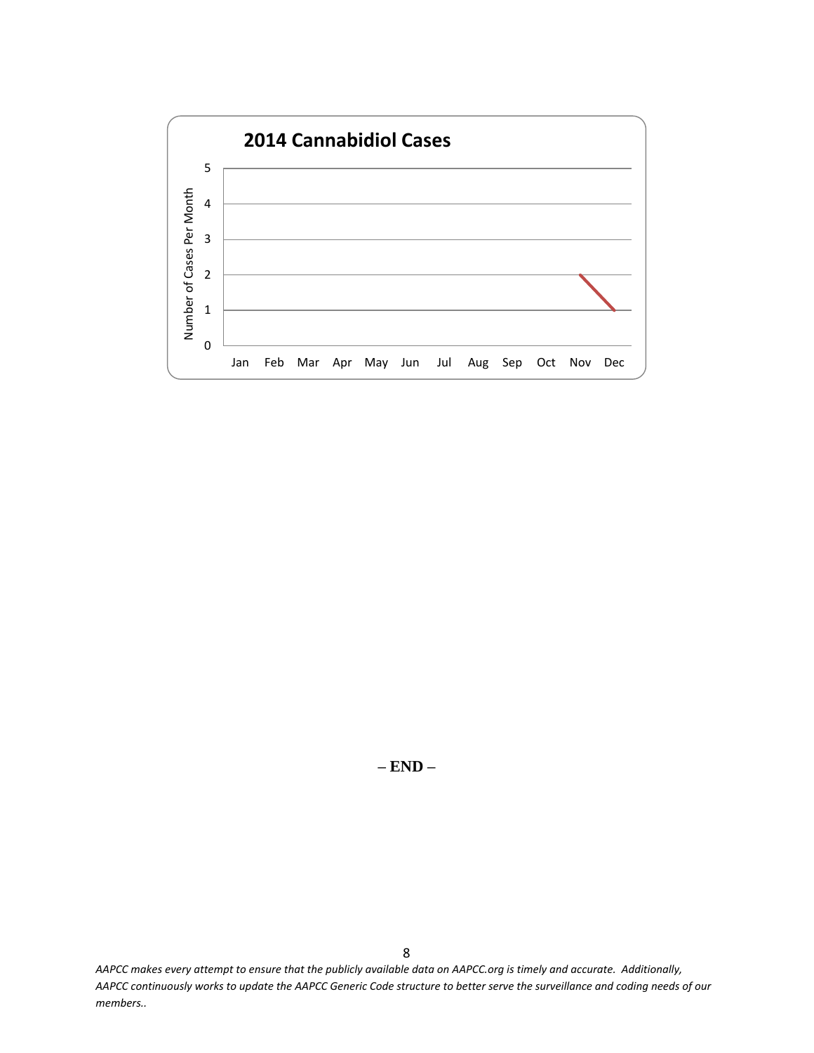2014 Cannabidiol Cases

Number of Cases Per Month

5
4
3
2
1
0

Jan Feb Mar Apr May Jun Jul Aug Sep Oct Nov Dec

**– END –**

*AAPCC makes every attempt to ensure that the publicly available data on AAPCC.org is timely and accurate. Additionally, AAPCC continuously works to update the AAPCC Generic Code structure to better serve the surveillance and coding needs of our members..*